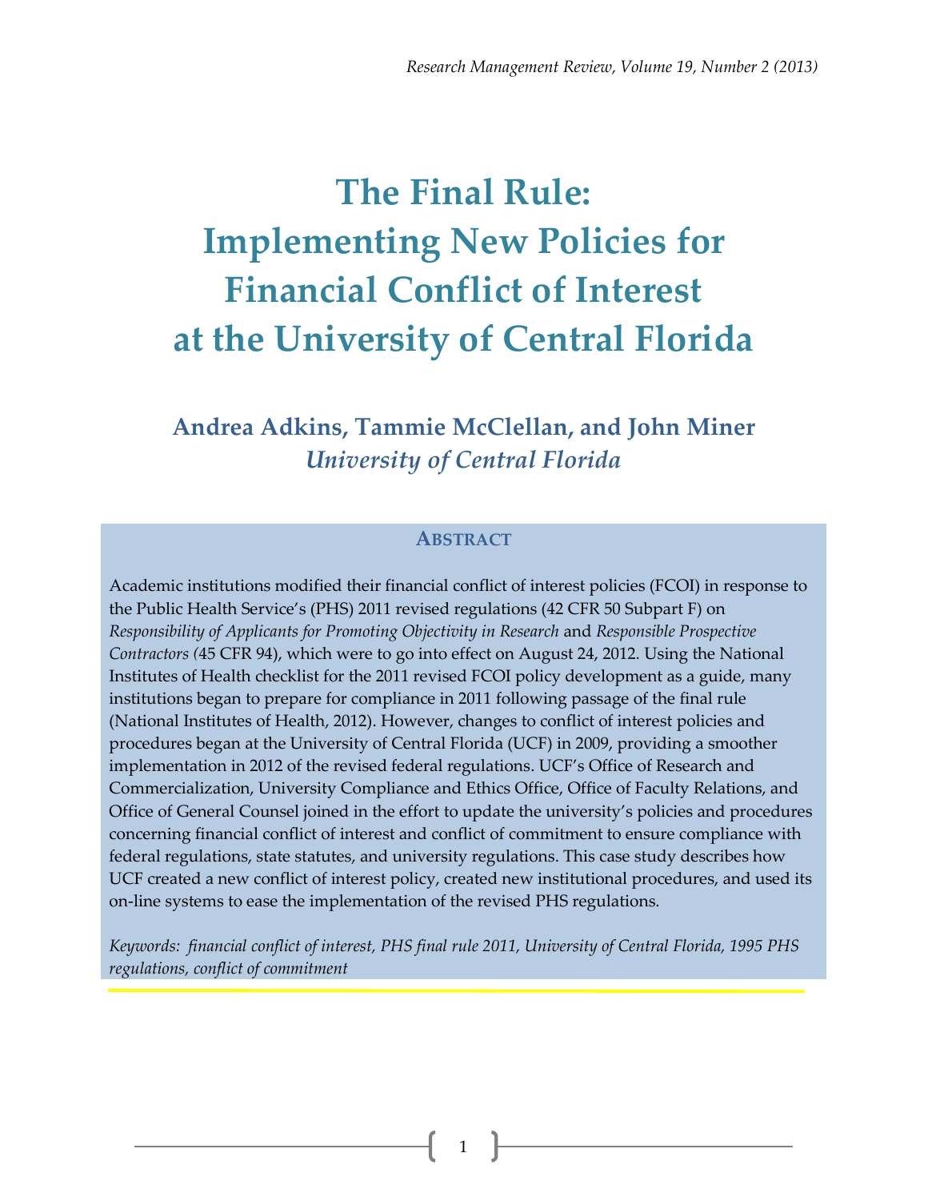# The Final Rule: Implementing New Policies for Financial Conflict of Interest at the University of Central Florida

**Andrea Adkins, Tammie McClellan, and John Miner**
***University of Central Florida***

## Abstract

Academic institutions modified their financial conflict of interest policies (FCOI) in response to the Public Health Service's (PHS) 2011 revised regulations (42 CFR 50 Subpart F) on *Responsibility of Applicants for Promoting Objectivity in Research* and *Responsible Prospective Contractors (*45 CFR 94), which were to go into effect on August 24, 2012. Using the National Institutes of Health checklist for the 2011 revised FCOI policy development as a guide, many institutions began to prepare for compliance in 2011 following passage of the final rule (National Institutes of Health, 2012). However, changes to conflict of interest policies and procedures began at the University of Central Florida (UCF) in 2009, providing a smoother implementation in 2012 of the revised federal regulations. UCF's Office of Research and Commercialization, University Compliance and Ethics Office, Office of Faculty Relations, and Office of General Counsel joined in the effort to update the university's policies and procedures concerning financial conflict of interest and conflict of commitment to ensure compliance with federal regulations, state statutes, and university regulations. This case study describes how UCF created a new conflict of interest policy, created new institutional procedures, and used its on-line systems to ease the implementation of the revised PHS regulations.

*Keywords: financial conflict of interest, PHS final rule 2011, University of Central Florida, 1995 PHS regulations, conflict of commitment*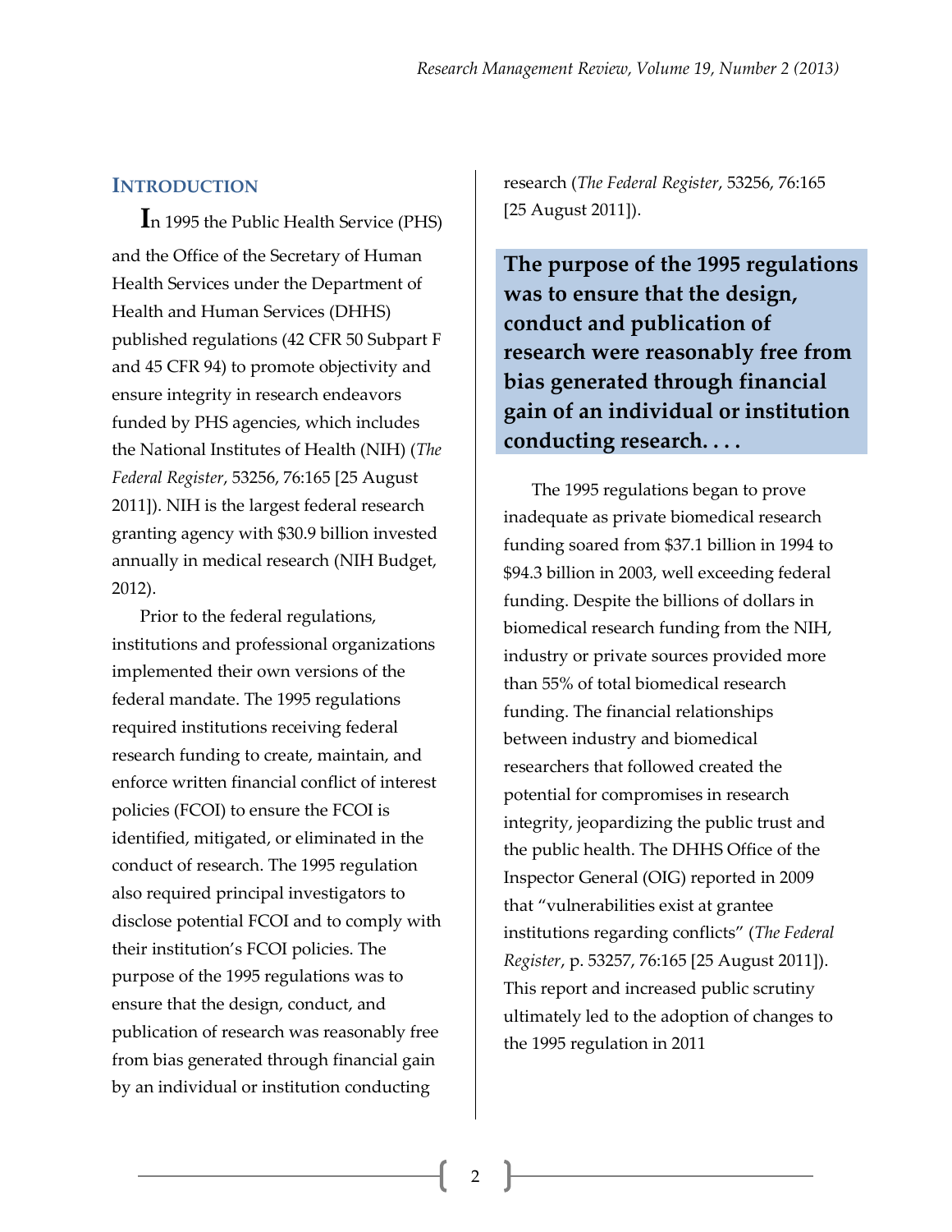## INTRODUCTION

In 1995 the Public Health Service (PHS) and the Office of the Secretary of Human Health Services under the Department of Health and Human Services (DHHS) published regulations (42 CFR 50 Subpart F and 45 CFR 94) to promote objectivity and ensure integrity in research endeavors funded by PHS agencies, which includes the National Institutes of Health (NIH) (*The Federal Register*, 53256, 76:165 [25 August 2011]). NIH is the largest federal research granting agency with $30.9 billion invested annually in medical research (NIH Budget, 2012).

Prior to the federal regulations, institutions and professional organizations implemented their own versions of the federal mandate. The 1995 regulations required institutions receiving federal research funding to create, maintain, and enforce written financial conflict of interest policies (FCOI) to ensure the FCOI is identified, mitigated, or eliminated in the conduct of research. The 1995 regulation also required principal investigators to disclose potential FCOI and to comply with their institution's FCOI policies. The purpose of the 1995 regulations was to ensure that the design, conduct, and publication of research was reasonably free from bias generated through financial gain by an individual or institution conducting research (*The Federal Register*, 53256, 76:165 [25 August 2011]).

> **The purpose of the 1995 regulations was to ensure that the design, conduct and publication of research were reasonably free from bias generated through financial gain of an individual or institution conducting research. . . .**

The 1995 regulations began to prove inadequate as private biomedical research funding soared from $37.1 billion in 1994 to $94.3 billion in 2003, well exceeding federal funding. Despite the billions of dollars in biomedical research funding from the NIH, industry or private sources provided more than 55% of total biomedical research funding. The financial relationships between industry and biomedical researchers that followed created the potential for compromises in research integrity, jeopardizing the public trust and the public health. The DHHS Office of the Inspector General (OIG) reported in 2009 that "vulnerabilities exist at grantee institutions regarding conflicts" (*The Federal Register*, p. 53257, 76:165 [25 August 2011]). This report and increased public scrutiny ultimately led to the adoption of changes to the 1995 regulation in 2011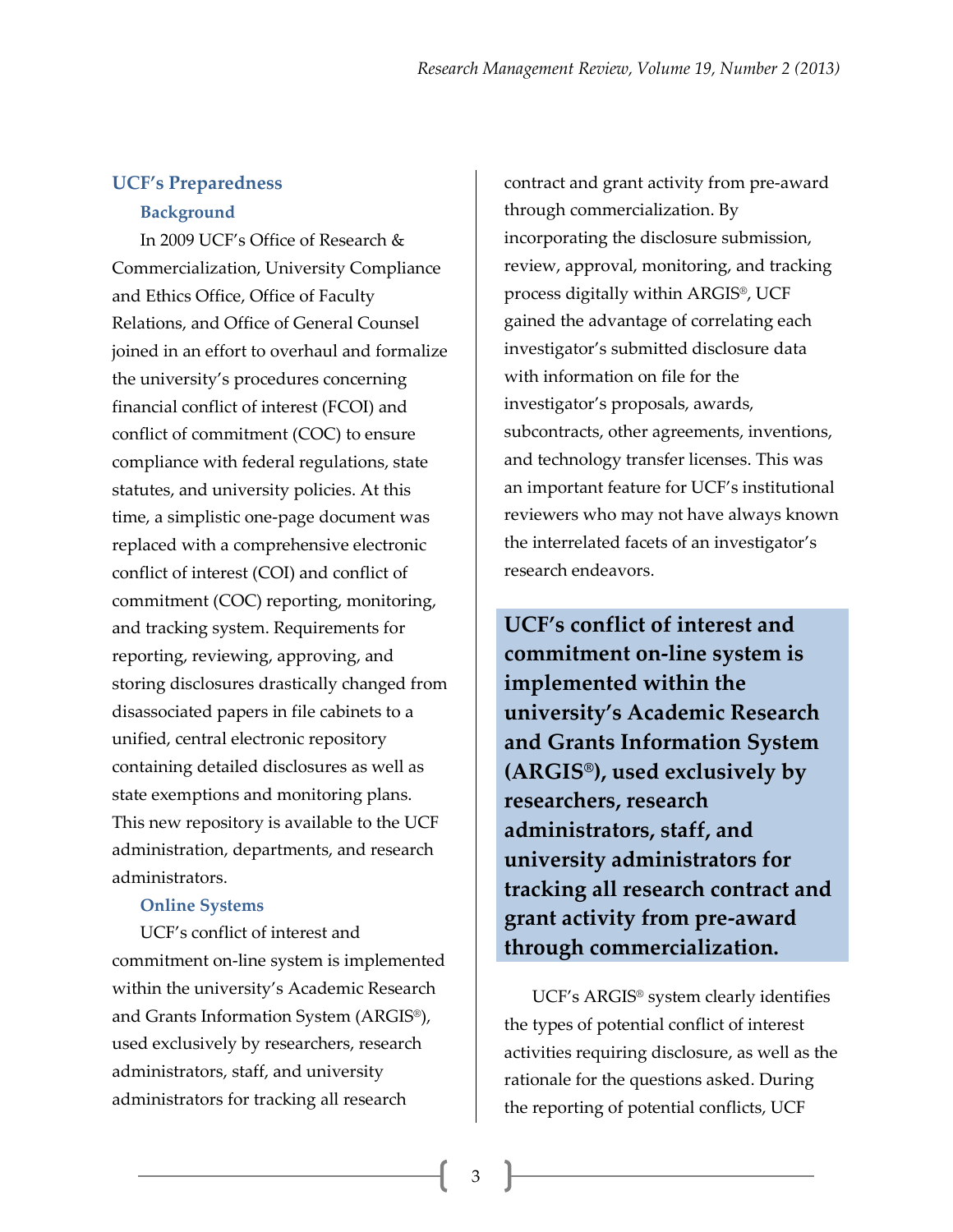## UCF's Preparedness

### Background

In 2009 UCF's Office of Research & Commercialization, University Compliance and Ethics Office, Office of Faculty Relations, and Office of General Counsel joined in an effort to overhaul and formalize the university's procedures concerning financial conflict of interest (FCOI) and conflict of commitment (COC) to ensure compliance with federal regulations, state statutes, and university policies. At this time, a simplistic one-page document was replaced with a comprehensive electronic conflict of interest (COI) and conflict of commitment (COC) reporting, monitoring, and tracking system. Requirements for reporting, reviewing, approving, and storing disclosures drastically changed from disassociated papers in file cabinets to a unified, central electronic repository containing detailed disclosures as well as state exemptions and monitoring plans. This new repository is available to the UCF administration, departments, and research administrators.

### Online Systems

UCF's conflict of interest and commitment on-line system is implemented within the university's Academic Research and Grants Information System (ARGIS®), used exclusively by researchers, research administrators, staff, and university administrators for tracking all research contract and grant activity from pre-award through commercialization. By incorporating the disclosure submission, review, approval, monitoring, and tracking process digitally within ARGIS®, UCF gained the advantage of correlating each investigator's submitted disclosure data with information on file for the investigator's proposals, awards, subcontracts, other agreements, inventions, and technology transfer licenses. This was an important feature for UCF's institutional reviewers who may not have always known the interrelated facets of an investigator's research endeavors.

**UCF's conflict of interest and commitment on-line system is implemented within the university's Academic Research and Grants Information System (ARGIS®), used exclusively by researchers, research administrators, staff, and university administrators for tracking all research contract and grant activity from pre-award through commercialization.**

UCF's ARGIS® system clearly identifies the types of potential conflict of interest activities requiring disclosure, as well as the rationale for the questions asked. During the reporting of potential conflicts, UCF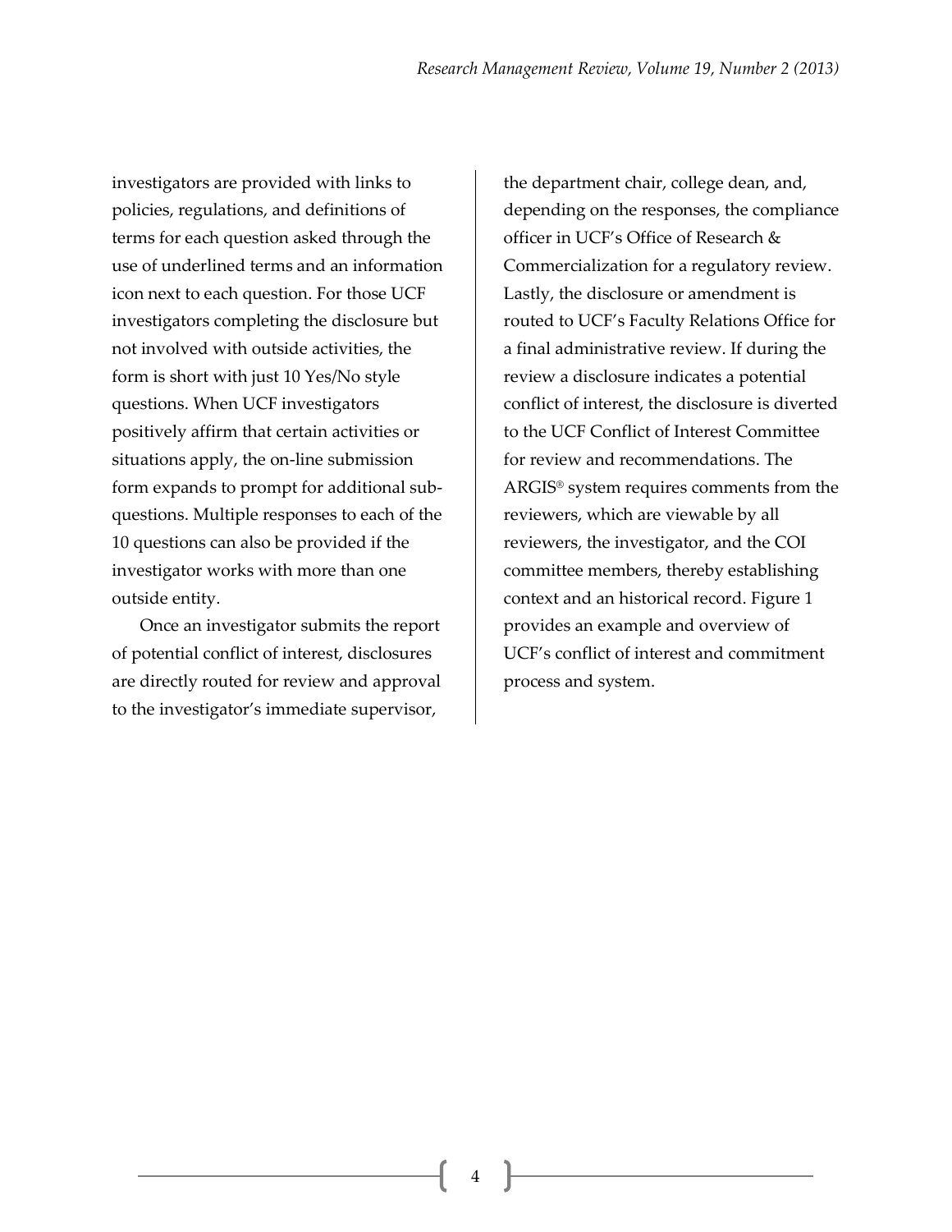investigators are provided with links to policies, regulations, and definitions of terms for each question asked through the use of underlined terms and an information icon next to each question. For those UCF investigators completing the disclosure but not involved with outside activities, the form is short with just 10 Yes/No style questions. When UCF investigators positively affirm that certain activities or situations apply, the on-line submission form expands to prompt for additional sub-questions. Multiple responses to each of the 10 questions can also be provided if the investigator works with more than one outside entity.

Once an investigator submits the report of potential conflict of interest, disclosures are directly routed for review and approval to the investigator's immediate supervisor, the department chair, college dean, and, depending on the responses, the compliance officer in UCF's Office of Research & Commercialization for a regulatory review. Lastly, the disclosure or amendment is routed to UCF's Faculty Relations Office for a final administrative review. If during the review a disclosure indicates a potential conflict of interest, the disclosure is diverted to the UCF Conflict of Interest Committee for review and recommendations. The ARGIS® system requires comments from the reviewers, which are viewable by all reviewers, the investigator, and the COI committee members, thereby establishing context and an historical record. Figure 1 provides an example and overview of UCF's conflict of interest and commitment process and system.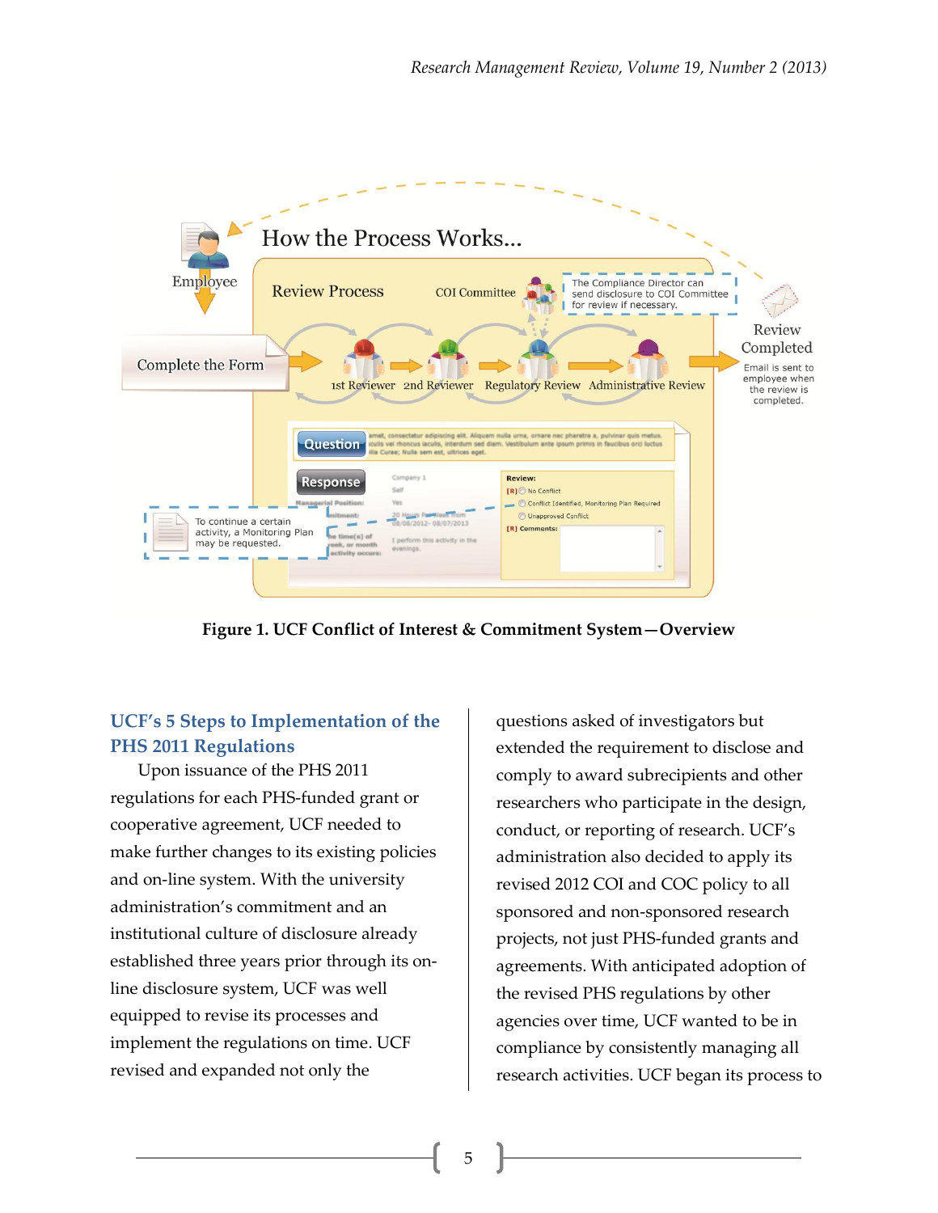Figure 1. UCF Conflict of Interest & Commitment System—Overview

## UCF's 5 Steps to Implementation of the PHS 2011 Regulations

Upon issuance of the PHS 2011 regulations for each PHS-funded grant or cooperative agreement, UCF needed to make further changes to its existing policies and on-line system. With the university administration's commitment and an institutional culture of disclosure already established three years prior through its on-line disclosure system, UCF was well equipped to revise its processes and implement the regulations on time. UCF revised and expanded not only the questions asked of investigators but extended the requirement to disclose and comply to award subrecipients and other researchers who participate in the design, conduct, or reporting of research. UCF's administration also decided to apply its revised 2012 COI and COC policy to all sponsored and non-sponsored research projects, not just PHS-funded grants and agreements. With anticipated adoption of the revised PHS regulations by other agencies over time, UCF wanted to be in compliance by consistently managing all research activities. UCF began its process to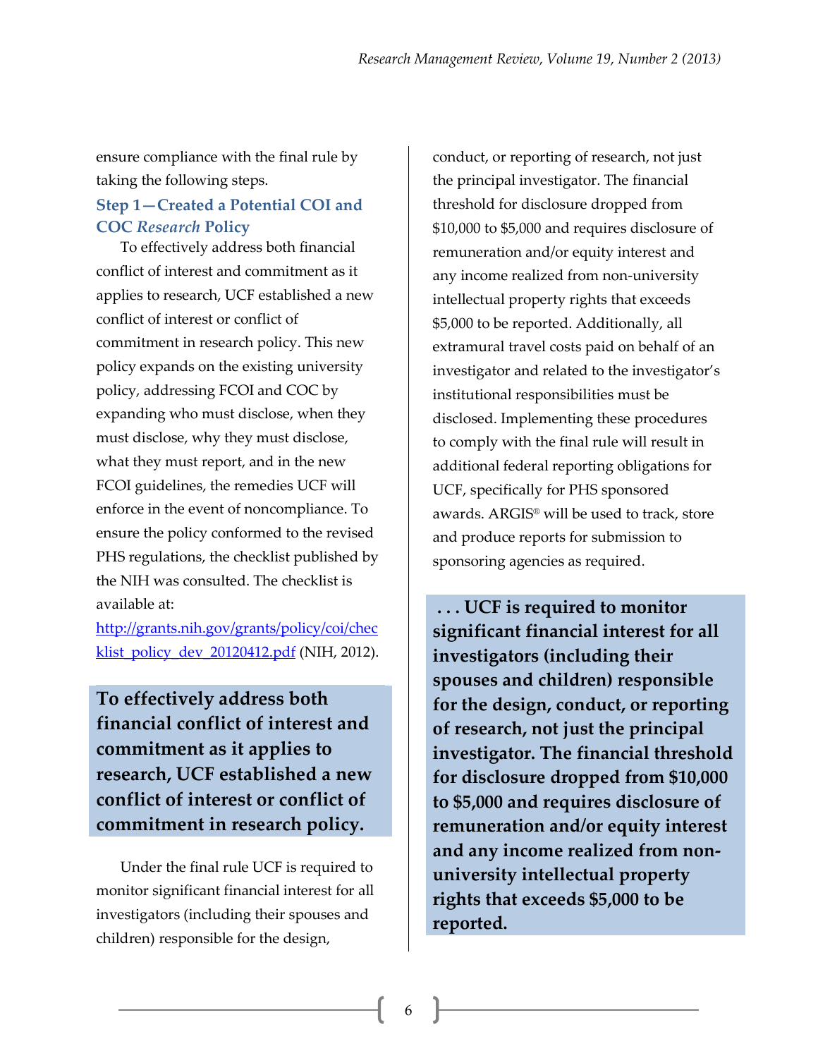ensure compliance with the final rule by taking the following steps.

### Step 1—Created a Potential COI and COC *Research* Policy

To effectively address both financial conflict of interest and commitment as it applies to research, UCF established a new conflict of interest or conflict of commitment in research policy. This new policy expands on the existing university policy, addressing FCOI and COC by expanding who must disclose, when they must disclose, why they must disclose, what they must report, and in the new FCOI guidelines, the remedies UCF will enforce in the event of noncompliance. To ensure the policy conformed to the revised PHS regulations, the checklist published by the NIH was consulted. The checklist is available at: [http://grants.nih.gov/grants/policy/coi/checklist_policy_dev_20120412.pdf](http://grants.nih.gov/grants/policy/coi/checklist_policy_dev_20120412.pdf) (NIH, 2012).

> **To effectively address both financial conflict of interest and commitment as it applies to research, UCF established a new conflict of interest or conflict of commitment in research policy.**

Under the final rule UCF is required to monitor significant financial interest for all investigators (including their spouses and children) responsible for the design, conduct, or reporting of research, not just the principal investigator. The financial threshold for disclosure dropped from $10,000 to $5,000 and requires disclosure of remuneration and/or equity interest and any income realized from non-university intellectual property rights that exceeds $5,000 to be reported. Additionally, all extramural travel costs paid on behalf of an investigator and related to the investigator's institutional responsibilities must be disclosed. Implementing these procedures to comply with the final rule will result in additional federal reporting obligations for UCF, specifically for PHS sponsored awards. ARGIS® will be used to track, store and produce reports for submission to sponsoring agencies as required.

> **. . . UCF is required to monitor significant financial interest for all investigators (including their spouses and children) responsible for the design, conduct, or reporting of research, not just the principal investigator. The financial threshold for disclosure dropped from $10,000 to $5,000 and requires disclosure of remuneration and/or equity interest and any income realized from non-university intellectual property rights that exceeds $5,000 to be reported.**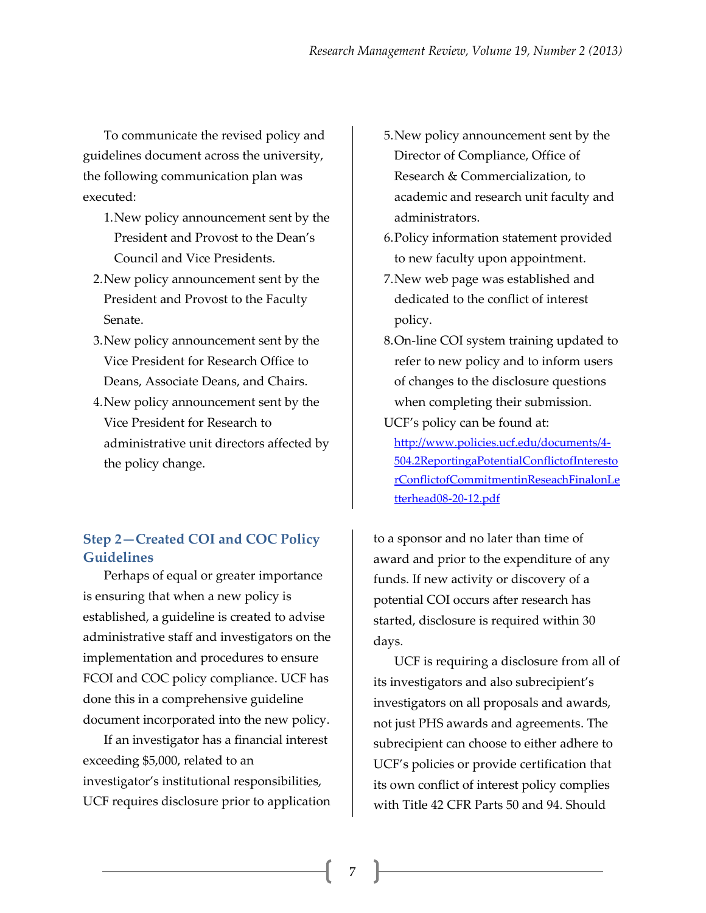To communicate the revised policy and guidelines document across the university, the following communication plan was executed:

1. New policy announcement sent by the President and Provost to the Dean's Council and Vice Presidents.
2. New policy announcement sent by the President and Provost to the Faculty Senate.
3. New policy announcement sent by the Vice President for Research Office to Deans, Associate Deans, and Chairs.
4. New policy announcement sent by the Vice President for Research to administrative unit directors affected by the policy change.
5. New policy announcement sent by the Director of Compliance, Office of Research & Commercialization, to academic and research unit faculty and administrators.
6. Policy information statement provided to new faculty upon appointment.
7. New web page was established and dedicated to the conflict of interest policy.
8. On-line COI system training updated to refer to new policy and to inform users of changes to the disclosure questions when completing their submission.

UCF's policy can be found at: [http://www.policies.ucf.edu/documents/4-504.2ReportingaPotentialConflictofInterestorConflictofCommitmentinReseachFinalonLetterhead08-20-12.pdf](http://www.policies.ucf.edu/documents/4-504.2ReportingaPotentialConflictofInterestorConflictofCommitmentinReseachFinalonLetterhead08-20-12.pdf)

## Step 2—Created COI and COC Policy Guidelines

Perhaps of equal or greater importance is ensuring that when a new policy is established, a guideline is created to advise administrative staff and investigators on the implementation and procedures to ensure FCOI and COC policy compliance. UCF has done this in a comprehensive guideline document incorporated into the new policy.

If an investigator has a financial interest exceeding $5,000, related to an investigator's institutional responsibilities, UCF requires disclosure prior to application to a sponsor and no later than time of award and prior to the expenditure of any funds. If new activity or discovery of a potential COI occurs after research has started, disclosure is required within 30 days.

UCF is requiring a disclosure from all of its investigators and also subrecipient's investigators on all proposals and awards, not just PHS awards and agreements. The subrecipient can choose to either adhere to UCF's policies or provide certification that its own conflict of interest policy complies with Title 42 CFR Parts 50 and 94. Should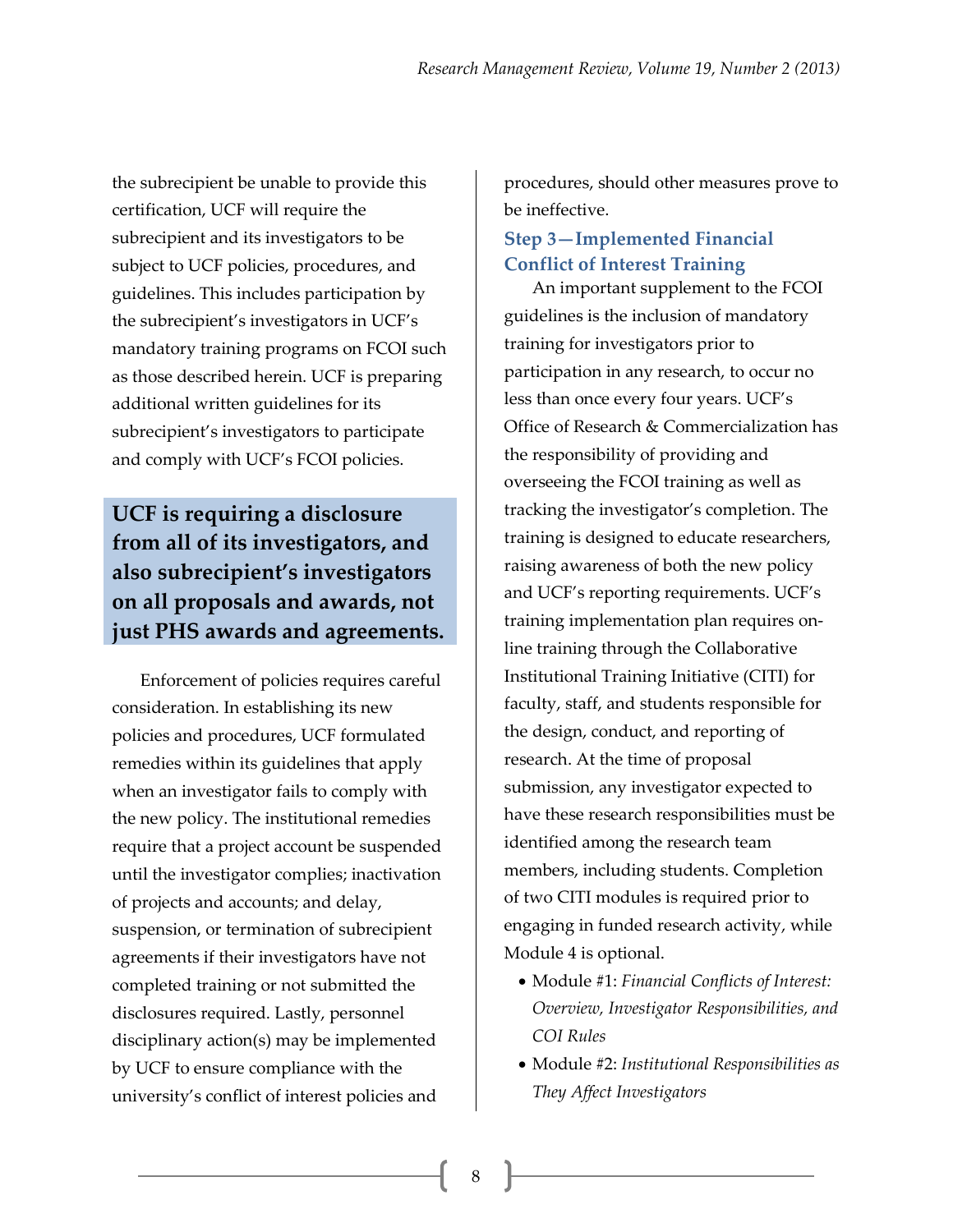the subrecipient be unable to provide this certification, UCF will require the subrecipient and its investigators to be subject to UCF policies, procedures, and guidelines. This includes participation by the subrecipient's investigators in UCF's mandatory training programs on FCOI such as those described herein. UCF is preparing additional written guidelines for its subrecipient's investigators to participate and comply with UCF's FCOI policies.

**UCF is requiring a disclosure from all of its investigators, and also subrecipient's investigators on all proposals and awards, not just PHS awards and agreements.**

Enforcement of policies requires careful consideration. In establishing its new policies and procedures, UCF formulated remedies within its guidelines that apply when an investigator fails to comply with the new policy. The institutional remedies require that a project account be suspended until the investigator complies; inactivation of projects and accounts; and delay, suspension, or termination of subrecipient agreements if their investigators have not completed training or not submitted the disclosures required. Lastly, personnel disciplinary action(s) may be implemented by UCF to ensure compliance with the university's conflict of interest policies and procedures, should other measures prove to be ineffective.

### Step 3—Implemented Financial Conflict of Interest Training

An important supplement to the FCOI guidelines is the inclusion of mandatory training for investigators prior to participation in any research, to occur no less than once every four years. UCF's Office of Research & Commercialization has the responsibility of providing and overseeing the FCOI training as well as tracking the investigator's completion. The training is designed to educate researchers, raising awareness of both the new policy and UCF's reporting requirements. UCF's training implementation plan requires on-line training through the Collaborative Institutional Training Initiative (CITI) for faculty, staff, and students responsible for the design, conduct, and reporting of research. At the time of proposal submission, any investigator expected to have these research responsibilities must be identified among the research team members, including students. Completion of two CITI modules is required prior to engaging in funded research activity, while Module 4 is optional.

- Module #1: *Financial Conflicts of Interest: Overview, Investigator Responsibilities, and COI Rules*
- Module #2: *Institutional Responsibilities as They Affect Investigators*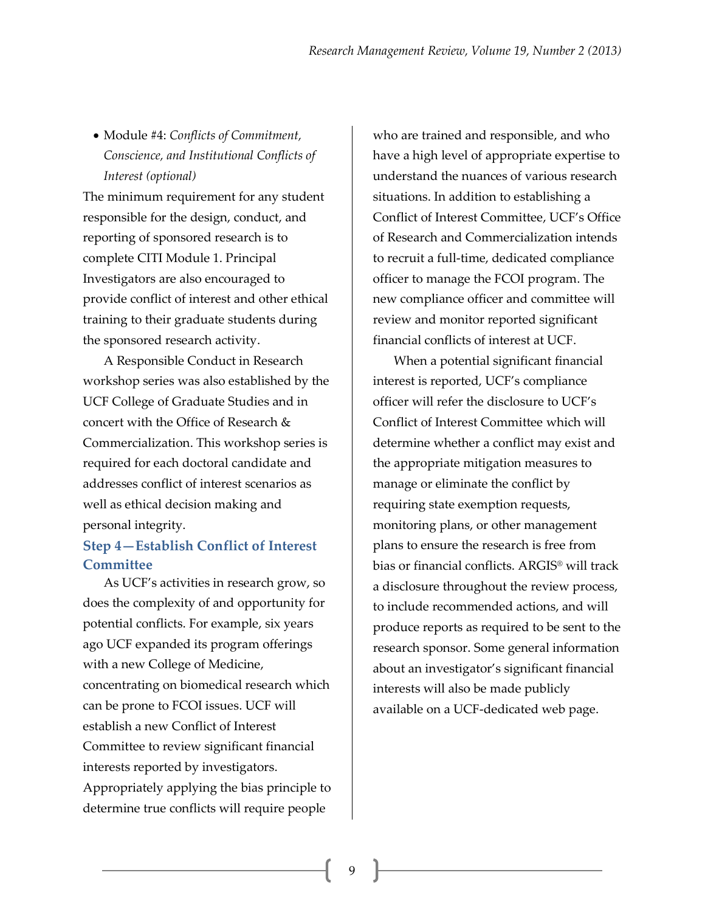- Module #4: *Conflicts of Commitment, Conscience, and Institutional Conflicts of Interest (optional)*

The minimum requirement for any student responsible for the design, conduct, and reporting of sponsored research is to complete CITI Module 1. Principal Investigators are also encouraged to provide conflict of interest and other ethical training to their graduate students during the sponsored research activity.

A Responsible Conduct in Research workshop series was also established by the UCF College of Graduate Studies and in concert with the Office of Research & Commercialization. This workshop series is required for each doctoral candidate and addresses conflict of interest scenarios as well as ethical decision making and personal integrity.

### Step 4—Establish Conflict of Interest Committee

As UCF's activities in research grow, so does the complexity of and opportunity for potential conflicts. For example, six years ago UCF expanded its program offerings with a new College of Medicine, concentrating on biomedical research which can be prone to FCOI issues. UCF will establish a new Conflict of Interest Committee to review significant financial interests reported by investigators. Appropriately applying the bias principle to determine true conflicts will require people who are trained and responsible, and who have a high level of appropriate expertise to understand the nuances of various research situations. In addition to establishing a Conflict of Interest Committee, UCF's Office of Research and Commercialization intends to recruit a full-time, dedicated compliance officer to manage the FCOI program. The new compliance officer and committee will review and monitor reported significant financial conflicts of interest at UCF.

When a potential significant financial interest is reported, UCF's compliance officer will refer the disclosure to UCF's Conflict of Interest Committee which will determine whether a conflict may exist and the appropriate mitigation measures to manage or eliminate the conflict by requiring state exemption requests, monitoring plans, or other management plans to ensure the research is free from bias or financial conflicts. ARGIS® will track a disclosure throughout the review process, to include recommended actions, and will produce reports as required to be sent to the research sponsor. Some general information about an investigator's significant financial interests will also be made publicly available on a UCF-dedicated web page.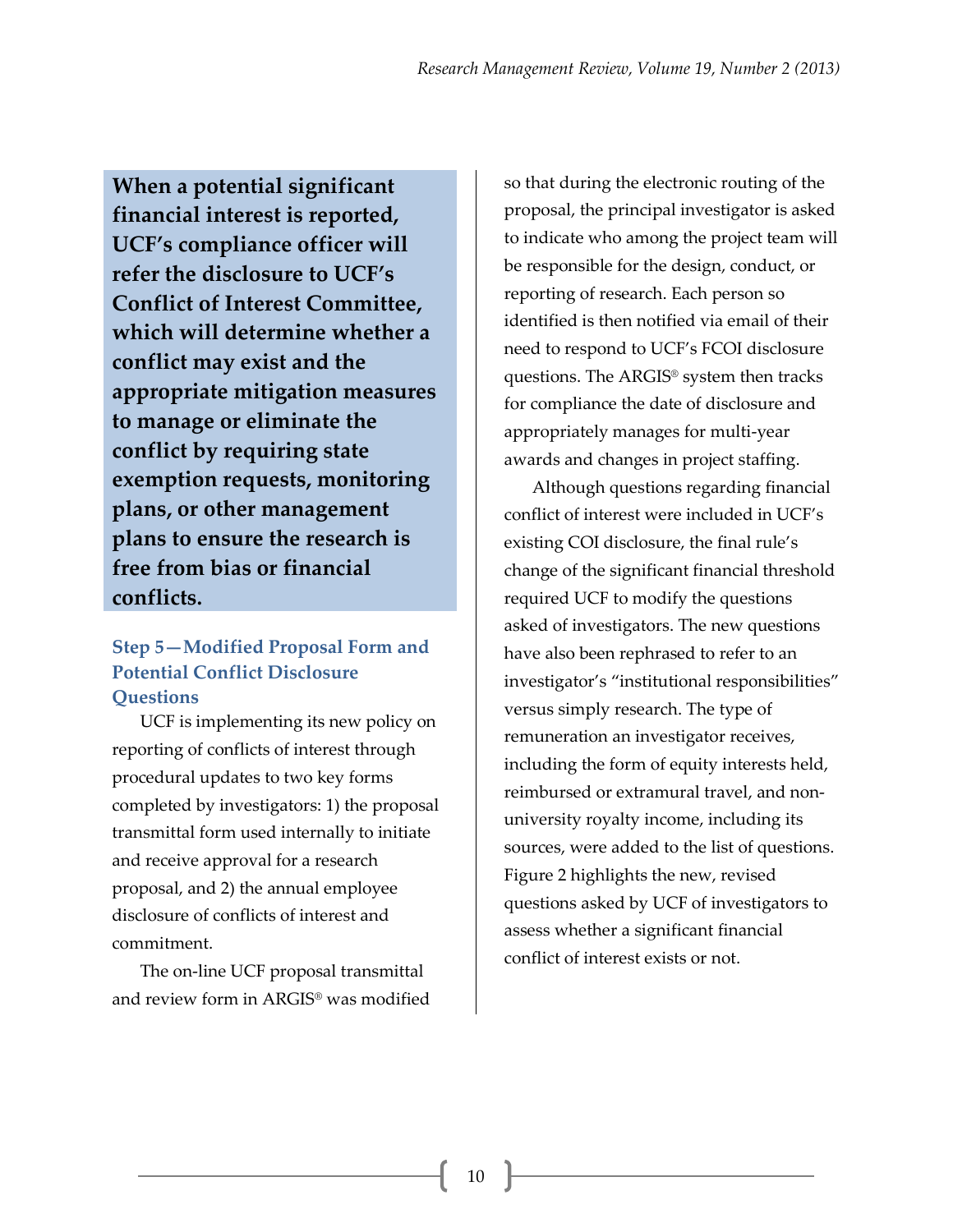**When a potential significant financial interest is reported, UCF's compliance officer will refer the disclosure to UCF's Conflict of Interest Committee, which will determine whether a conflict may exist and the appropriate mitigation measures to manage or eliminate the conflict by requiring state exemption requests, monitoring plans, or other management plans to ensure the research is free from bias or financial conflicts.**

### Step 5—Modified Proposal Form and Potential Conflict Disclosure Questions

UCF is implementing its new policy on reporting of conflicts of interest through procedural updates to two key forms completed by investigators: 1) the proposal transmittal form used internally to initiate and receive approval for a research proposal, and 2) the annual employee disclosure of conflicts of interest and commitment.

The on-line UCF proposal transmittal and review form in ARGIS® was modified so that during the electronic routing of the proposal, the principal investigator is asked to indicate who among the project team will be responsible for the design, conduct, or reporting of research. Each person so identified is then notified via email of their need to respond to UCF's FCOI disclosure questions. The ARGIS® system then tracks for compliance the date of disclosure and appropriately manages for multi-year awards and changes in project staffing.

Although questions regarding financial conflict of interest were included in UCF's existing COI disclosure, the final rule's change of the significant financial threshold required UCF to modify the questions asked of investigators. The new questions have also been rephrased to refer to an investigator's "institutional responsibilities" versus simply research. The type of remuneration an investigator receives, including the form of equity interests held, reimbursed or extramural travel, and non-university royalty income, including its sources, were added to the list of questions. Figure 2 highlights the new, revised questions asked by UCF of investigators to assess whether a significant financial conflict of interest exists or not.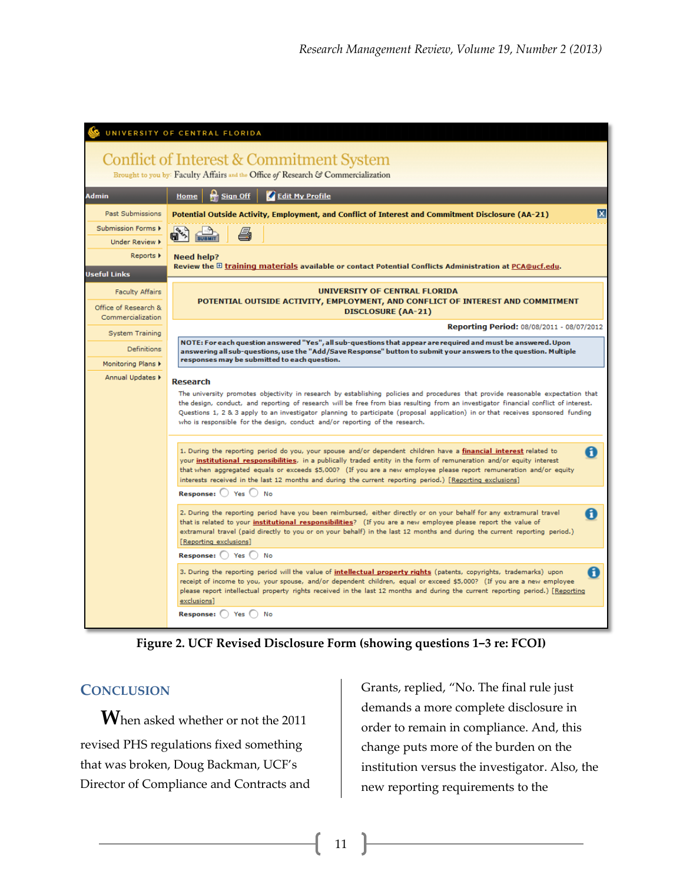**Figure 2. UCF Revised Disclosure Form (showing questions 1–3 re: FCOI)**

## Conclusion

When asked whether or not the 2011 revised PHS regulations fixed something that was broken, Doug Backman, UCF's Director of Compliance and Contracts and Grants, replied, "No. The final rule just demands a more complete disclosure in order to remain in compliance. And, this change puts more of the burden on the institution versus the investigator. Also, the new reporting requirements to the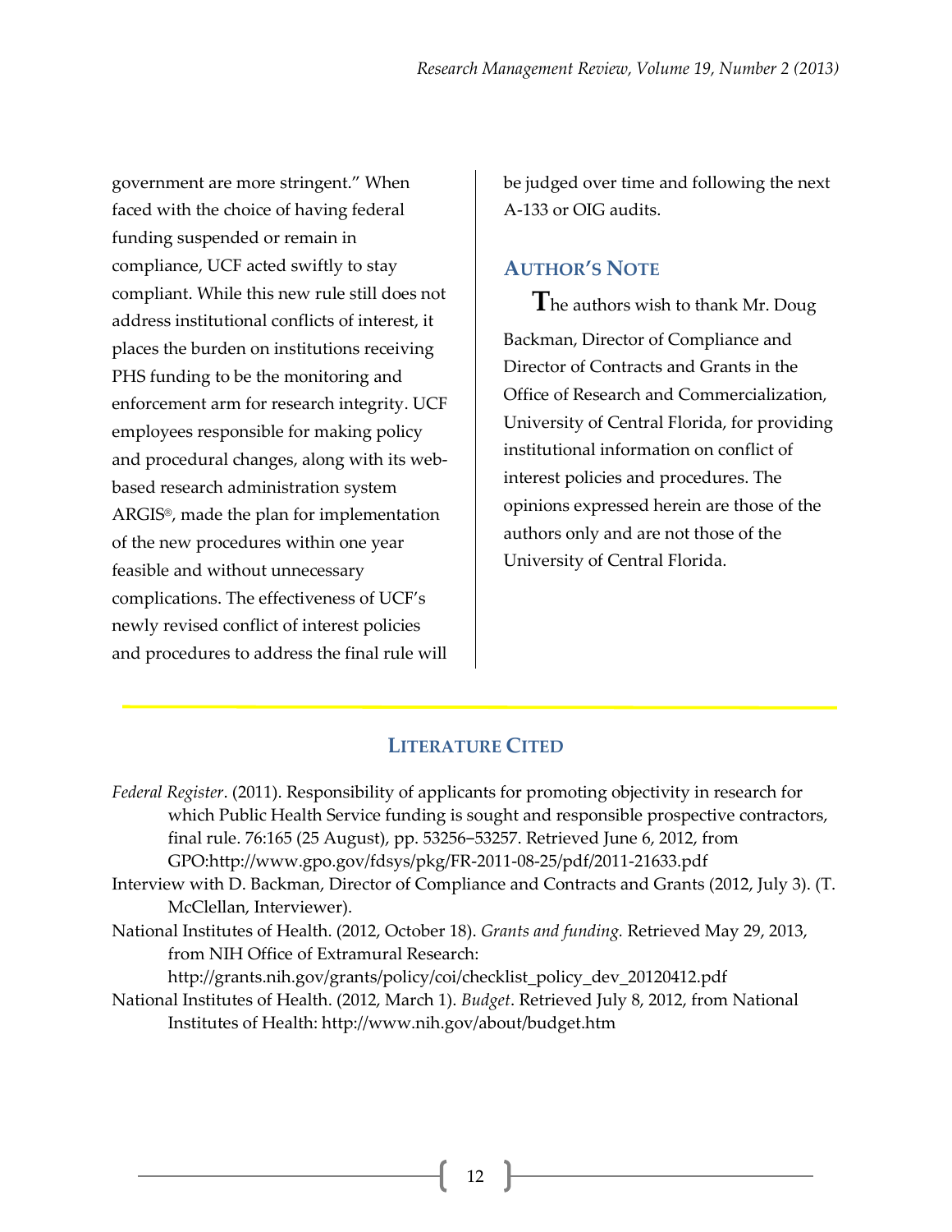government are more stringent." When faced with the choice of having federal funding suspended or remain in compliance, UCF acted swiftly to stay compliant. While this new rule still does not address institutional conflicts of interest, it places the burden on institutions receiving PHS funding to be the monitoring and enforcement arm for research integrity. UCF employees responsible for making policy and procedural changes, along with its web-based research administration system ARGIS®, made the plan for implementation of the new procedures within one year feasible and without unnecessary complications. The effectiveness of UCF's newly revised conflict of interest policies and procedures to address the final rule will be judged over time and following the next A-133 or OIG audits.

## Author's Note

The authors wish to thank Mr. Doug Backman, Director of Compliance and Director of Contracts and Grants in the Office of Research and Commercialization, University of Central Florida, for providing institutional information on conflict of interest policies and procedures. The opinions expressed herein are those of the authors only and are not those of the University of Central Florida.

## Literature Cited

*Federal Register*. (2011). Responsibility of applicants for promoting objectivity in research for which Public Health Service funding is sought and responsible prospective contractors, final rule. 76:165 (25 August), pp. 53256–53257. Retrieved June 6, 2012, from GPO:http://www.gpo.gov/fdsys/pkg/FR-2011-08-25/pdf/2011-21633.pdf

Interview with D. Backman, Director of Compliance and Contracts and Grants (2012, July 3). (T. McClellan, Interviewer).

National Institutes of Health. (2012, October 18). *Grants and funding.* Retrieved May 29, 2013, from NIH Office of Extramural Research: http://grants.nih.gov/grants/policy/coi/checklist_policy_dev_20120412.pdf

National Institutes of Health. (2012, March 1). *Budget*. Retrieved July 8, 2012, from National Institutes of Health: http://www.nih.gov/about/budget.htm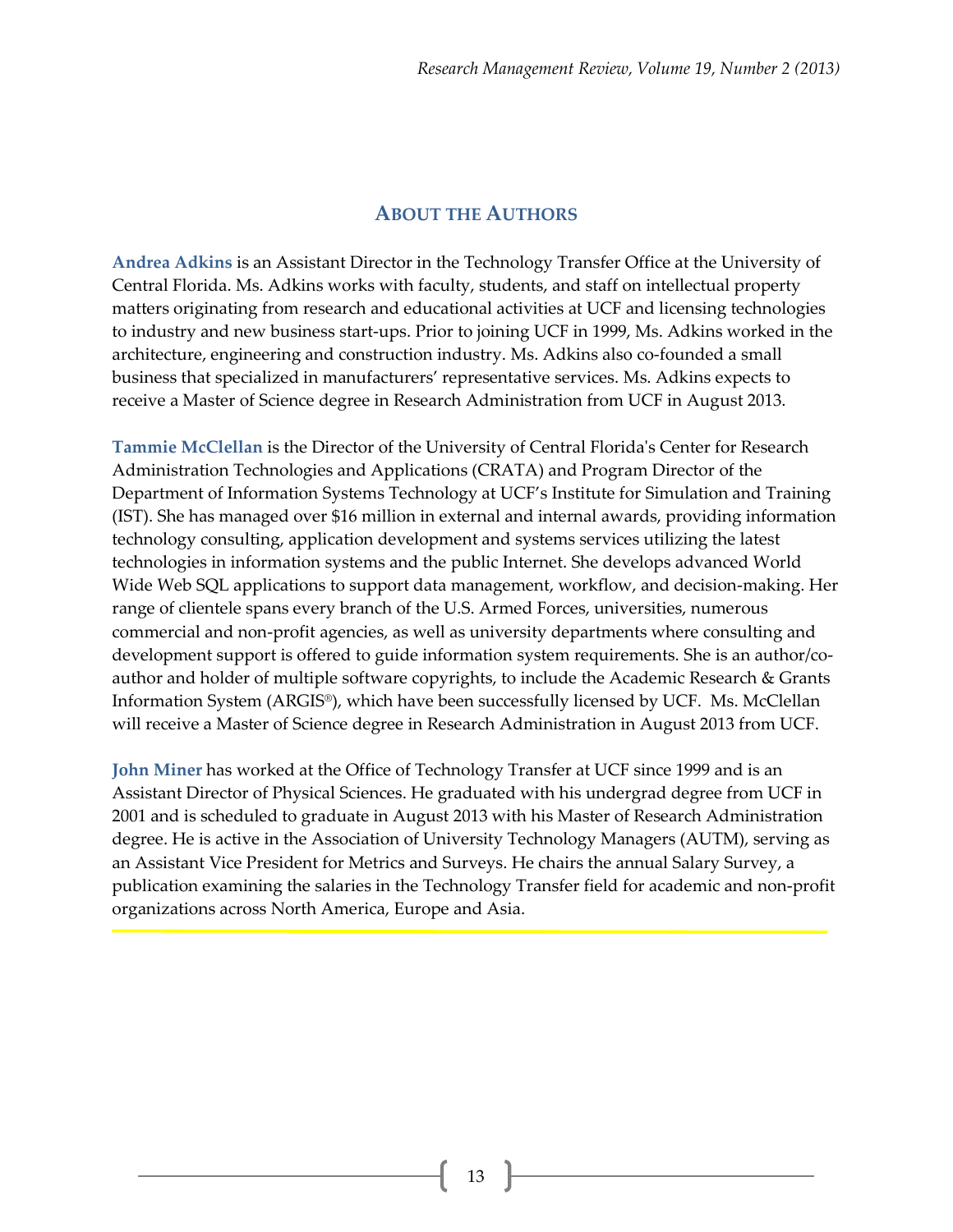## About the Authors

**Andrea Adkins** is an Assistant Director in the Technology Transfer Office at the University of Central Florida. Ms. Adkins works with faculty, students, and staff on intellectual property matters originating from research and educational activities at UCF and licensing technologies to industry and new business start-ups. Prior to joining UCF in 1999, Ms. Adkins worked in the architecture, engineering and construction industry. Ms. Adkins also co-founded a small business that specialized in manufacturers' representative services. Ms. Adkins expects to receive a Master of Science degree in Research Administration from UCF in August 2013.

**Tammie McClellan** is the Director of the University of Central Florida's Center for Research Administration Technologies and Applications (CRATA) and Program Director of the Department of Information Systems Technology at UCF's Institute for Simulation and Training (IST). She has managed over $16 million in external and internal awards, providing information technology consulting, application development and systems services utilizing the latest technologies in information systems and the public Internet. She develops advanced World Wide Web SQL applications to support data management, workflow, and decision-making. Her range of clientele spans every branch of the U.S. Armed Forces, universities, numerous commercial and non-profit agencies, as well as university departments where consulting and development support is offered to guide information system requirements. She is an author/co-author and holder of multiple software copyrights, to include the Academic Research & Grants Information System (ARGIS®), which have been successfully licensed by UCF. Ms. McClellan will receive a Master of Science degree in Research Administration in August 2013 from UCF.

**John Miner** has worked at the Office of Technology Transfer at UCF since 1999 and is an Assistant Director of Physical Sciences. He graduated with his undergrad degree from UCF in 2001 and is scheduled to graduate in August 2013 with his Master of Research Administration degree. He is active in the Association of University Technology Managers (AUTM), serving as an Assistant Vice President for Metrics and Surveys. He chairs the annual Salary Survey, a publication examining the salaries in the Technology Transfer field for academic and non-profit organizations across North America, Europe and Asia.